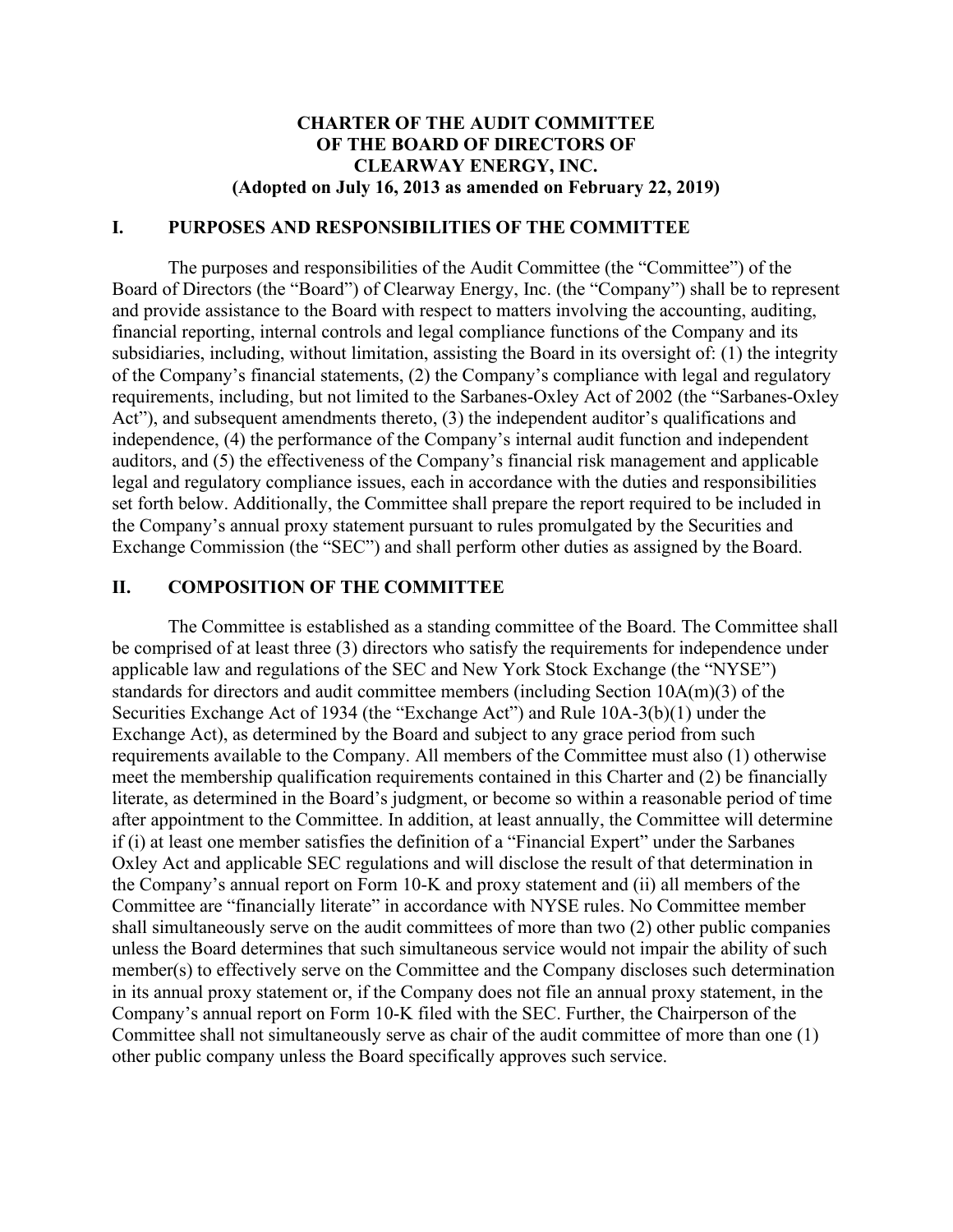# CHARTER OF THE AUDIT COMMITTEE OF THE BOARD OF DIRECTORS OF CLEARWAY ENERGY, INC.

**(Adopted on July 16, 2013 as amended on February 22, 2019)**

## I. PURPOSES AND RESPONSIBILITIES OF THE COMMITTEE

The purposes and responsibilities of the Audit Committee (the "Committee") of the Board of Directors (the "Board") of Clearway Energy, Inc. (the "Company") shall be to represent and provide assistance to the Board with respect to matters involving the accounting, auditing, financial reporting, internal controls and legal compliance functions of the Company and its subsidiaries, including, without limitation, assisting the Board in its oversight of: (1) the integrity of the Company's financial statements, (2) the Company's compliance with legal and regulatory requirements, including, but not limited to the Sarbanes-Oxley Act of 2002 (the "Sarbanes-Oxley Act"), and subsequent amendments thereto, (3) the independent auditor's qualifications and independence, (4) the performance of the Company's internal audit function and independent auditors, and (5) the effectiveness of the Company's financial risk management and applicable legal and regulatory compliance issues, each in accordance with the duties and responsibilities set forth below. Additionally, the Committee shall prepare the report required to be included in the Company's annual proxy statement pursuant to rules promulgated by the Securities and Exchange Commission (the "SEC") and shall perform other duties as assigned by the Board.

## II. COMPOSITION OF THE COMMITTEE

The Committee is established as a standing committee of the Board. The Committee shall be comprised of at least three (3) directors who satisfy the requirements for independence under applicable law and regulations of the SEC and New York Stock Exchange (the "NYSE") standards for directors and audit committee members (including Section 10A(m)(3) of the Securities Exchange Act of 1934 (the "Exchange Act") and Rule 10A-3(b)(1) under the Exchange Act), as determined by the Board and subject to any grace period from such requirements available to the Company. All members of the Committee must also (1) otherwise meet the membership qualification requirements contained in this Charter and (2) be financially literate, as determined in the Board's judgment, or become so within a reasonable period of time after appointment to the Committee. In addition, at least annually, the Committee will determine if (i) at least one member satisfies the definition of a "Financial Expert" under the Sarbanes Oxley Act and applicable SEC regulations and will disclose the result of that determination in the Company's annual report on Form 10-K and proxy statement and (ii) all members of the Committee are "financially literate" in accordance with NYSE rules. No Committee member shall simultaneously serve on the audit committees of more than two (2) other public companies unless the Board determines that such simultaneous service would not impair the ability of such member(s) to effectively serve on the Committee and the Company discloses such determination in its annual proxy statement or, if the Company does not file an annual proxy statement, in the Company's annual report on Form 10-K filed with the SEC. Further, the Chairperson of the Committee shall not simultaneously serve as chair of the audit committee of more than one (1) other public company unless the Board specifically approves such service.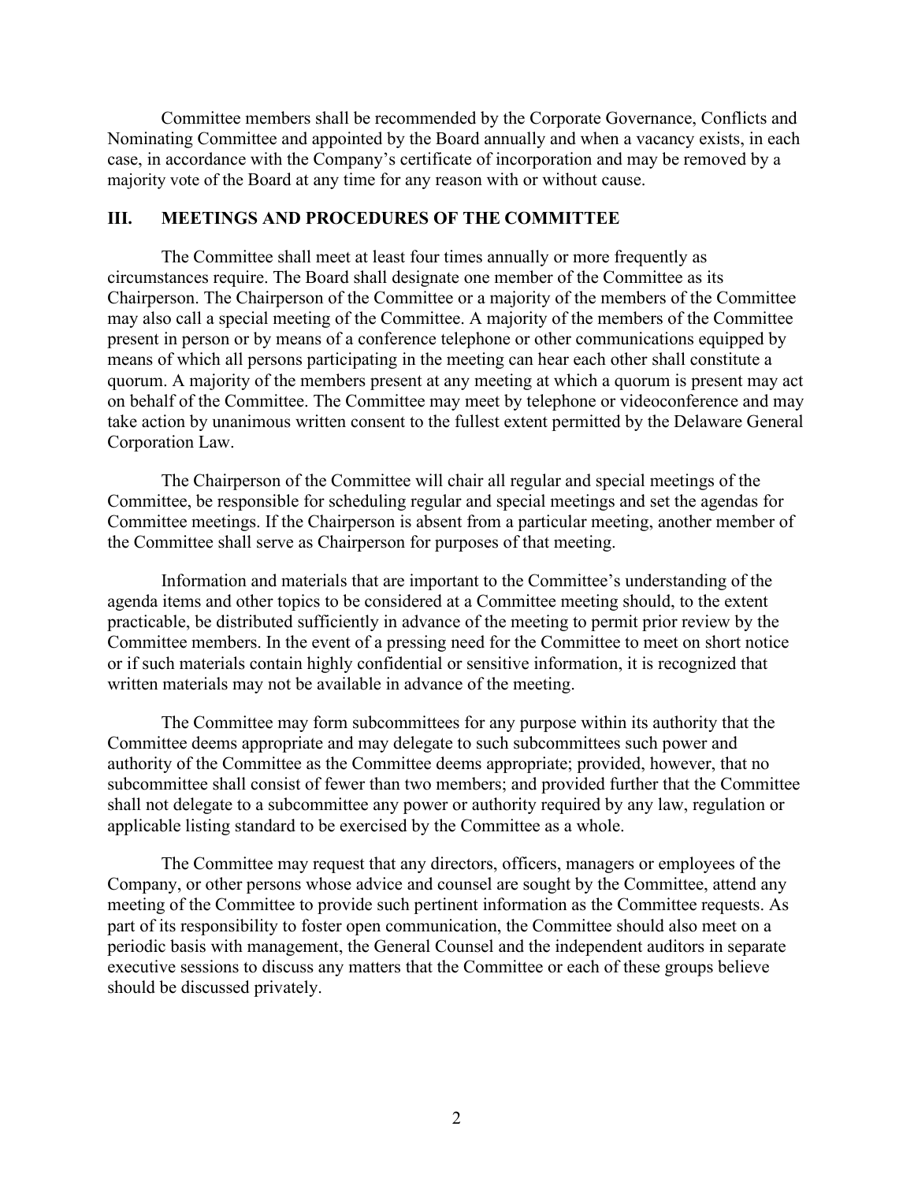Committee members shall be recommended by the Corporate Governance, Conflicts and Nominating Committee and appointed by the Board annually and when a vacancy exists, in each case, in accordance with the Company's certificate of incorporation and may be removed by a majority vote of the Board at any time for any reason with or without cause.

## III. MEETINGS AND PROCEDURES OF THE COMMITTEE

The Committee shall meet at least four times annually or more frequently as circumstances require. The Board shall designate one member of the Committee as its Chairperson. The Chairperson of the Committee or a majority of the members of the Committee may also call a special meeting of the Committee. A majority of the members of the Committee present in person or by means of a conference telephone or other communications equipped by means of which all persons participating in the meeting can hear each other shall constitute a quorum. A majority of the members present at any meeting at which a quorum is present may act on behalf of the Committee. The Committee may meet by telephone or videoconference and may take action by unanimous written consent to the fullest extent permitted by the Delaware General Corporation Law.

The Chairperson of the Committee will chair all regular and special meetings of the Committee, be responsible for scheduling regular and special meetings and set the agendas for Committee meetings. If the Chairperson is absent from a particular meeting, another member of the Committee shall serve as Chairperson for purposes of that meeting.

Information and materials that are important to the Committee's understanding of the agenda items and other topics to be considered at a Committee meeting should, to the extent practicable, be distributed sufficiently in advance of the meeting to permit prior review by the Committee members. In the event of a pressing need for the Committee to meet on short notice or if such materials contain highly confidential or sensitive information, it is recognized that written materials may not be available in advance of the meeting.

The Committee may form subcommittees for any purpose within its authority that the Committee deems appropriate and may delegate to such subcommittees such power and authority of the Committee as the Committee deems appropriate; provided, however, that no subcommittee shall consist of fewer than two members; and provided further that the Committee shall not delegate to a subcommittee any power or authority required by any law, regulation or applicable listing standard to be exercised by the Committee as a whole.

The Committee may request that any directors, officers, managers or employees of the Company, or other persons whose advice and counsel are sought by the Committee, attend any meeting of the Committee to provide such pertinent information as the Committee requests. As part of its responsibility to foster open communication, the Committee should also meet on a periodic basis with management, the General Counsel and the independent auditors in separate executive sessions to discuss any matters that the Committee or each of these groups believe should be discussed privately.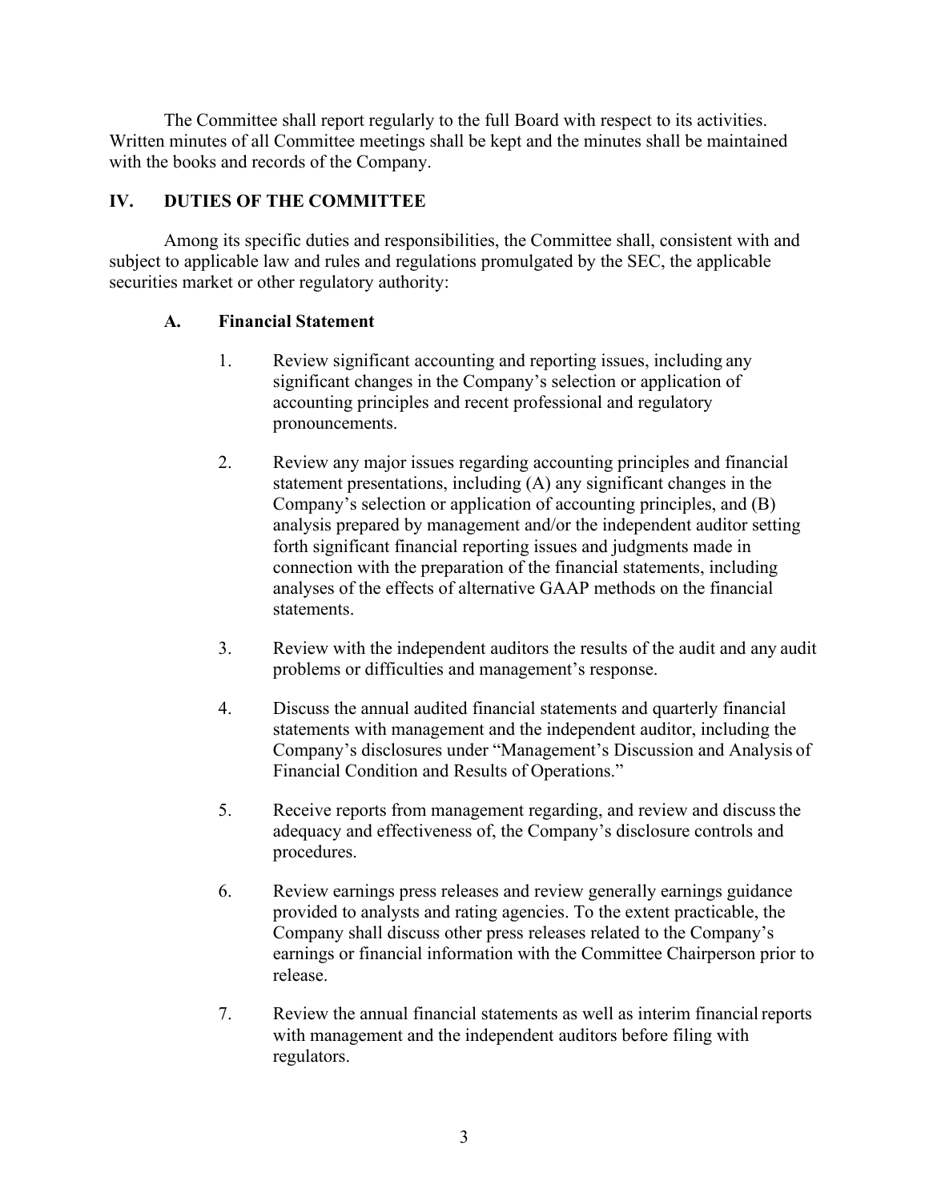The Committee shall report regularly to the full Board with respect to its activities. Written minutes of all Committee meetings shall be kept and the minutes shall be maintained with the books and records of the Company.

## IV. DUTIES OF THE COMMITTEE

Among its specific duties and responsibilities, the Committee shall, consistent with and subject to applicable law and rules and regulations promulgated by the SEC, the applicable securities market or other regulatory authority:

### A. Financial Statement

1. Review significant accounting and reporting issues, including any significant changes in the Company's selection or application of accounting principles and recent professional and regulatory pronouncements.

2. Review any major issues regarding accounting principles and financial statement presentations, including (A) any significant changes in the Company's selection or application of accounting principles, and (B) analysis prepared by management and/or the independent auditor setting forth significant financial reporting issues and judgments made in connection with the preparation of the financial statements, including analyses of the effects of alternative GAAP methods on the financial statements.

3. Review with the independent auditors the results of the audit and any audit problems or difficulties and management's response.

4. Discuss the annual audited financial statements and quarterly financial statements with management and the independent auditor, including the Company's disclosures under "Management's Discussion and Analysis of Financial Condition and Results of Operations."

5. Receive reports from management regarding, and review and discuss the adequacy and effectiveness of, the Company's disclosure controls and procedures.

6. Review earnings press releases and review generally earnings guidance provided to analysts and rating agencies. To the extent practicable, the Company shall discuss other press releases related to the Company's earnings or financial information with the Committee Chairperson prior to release.

7. Review the annual financial statements as well as interim financial reports with management and the independent auditors before filing with regulators.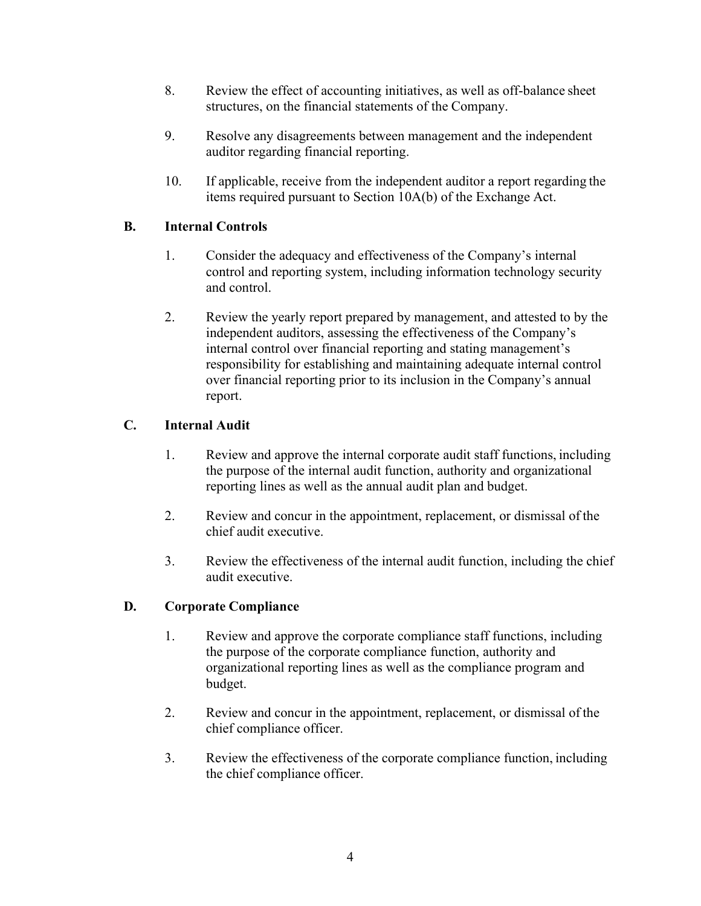8. Review the effect of accounting initiatives, as well as off-balance sheet structures, on the financial statements of the Company.

9. Resolve any disagreements between management and the independent auditor regarding financial reporting.

10. If applicable, receive from the independent auditor a report regarding the items required pursuant to Section 10A(b) of the Exchange Act.

**B. Internal Controls**

1. Consider the adequacy and effectiveness of the Company's internal control and reporting system, including information technology security and control.

2. Review the yearly report prepared by management, and attested to by the independent auditors, assessing the effectiveness of the Company's internal control over financial reporting and stating management's responsibility for establishing and maintaining adequate internal control over financial reporting prior to its inclusion in the Company's annual report.

**C. Internal Audit**

1. Review and approve the internal corporate audit staff functions, including the purpose of the internal audit function, authority and organizational reporting lines as well as the annual audit plan and budget.

2. Review and concur in the appointment, replacement, or dismissal of the chief audit executive.

3. Review the effectiveness of the internal audit function, including the chief audit executive.

**D. Corporate Compliance**

1. Review and approve the corporate compliance staff functions, including the purpose of the corporate compliance function, authority and organizational reporting lines as well as the compliance program and budget.

2. Review and concur in the appointment, replacement, or dismissal of the chief compliance officer.

3. Review the effectiveness of the corporate compliance function, including the chief compliance officer.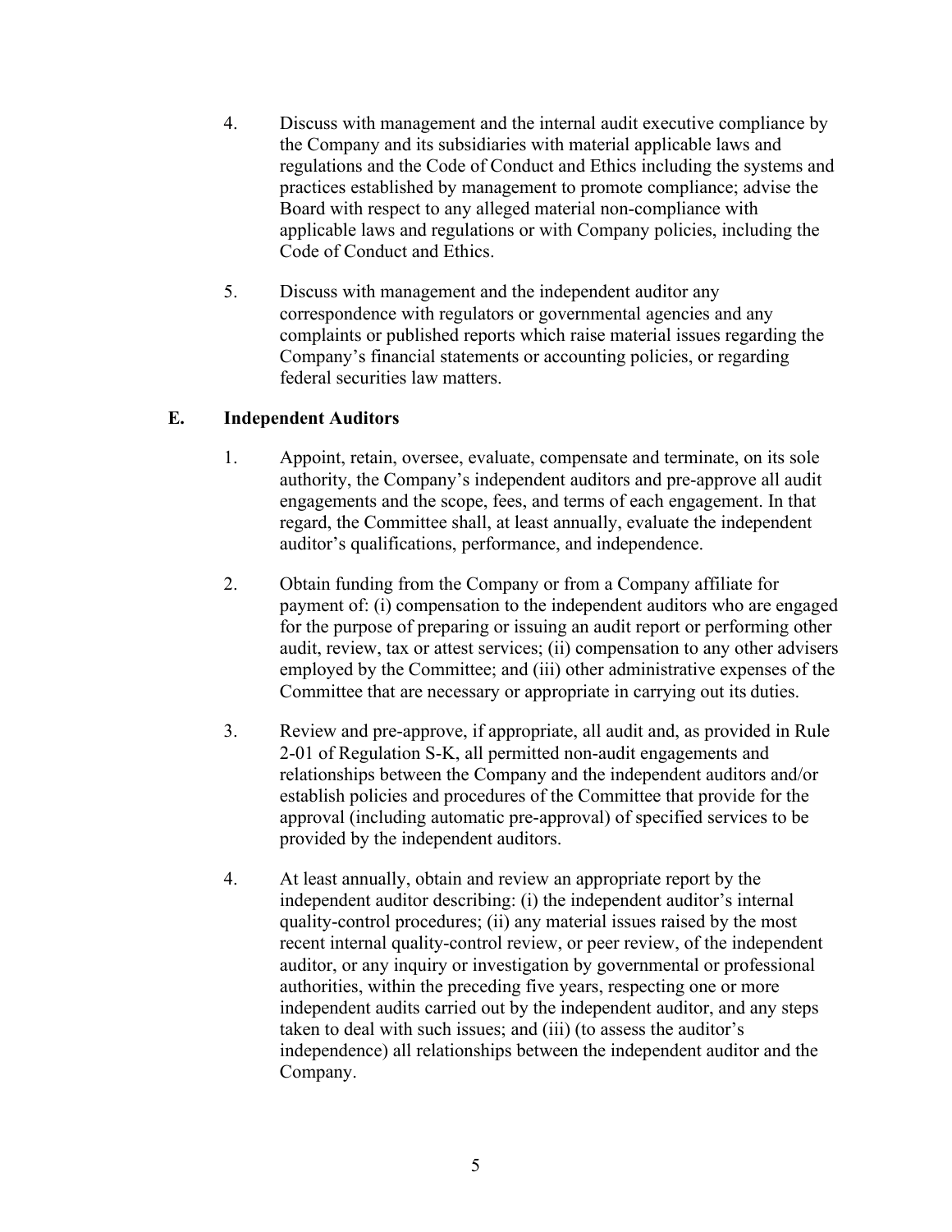4. Discuss with management and the internal audit executive compliance by the Company and its subsidiaries with material applicable laws and regulations and the Code of Conduct and Ethics including the systems and practices established by management to promote compliance; advise the Board with respect to any alleged material non-compliance with applicable laws and regulations or with Company policies, including the Code of Conduct and Ethics.

5. Discuss with management and the independent auditor any correspondence with regulators or governmental agencies and any complaints or published reports which raise material issues regarding the Company's financial statements or accounting policies, or regarding federal securities law matters.

## E. Independent Auditors

1. Appoint, retain, oversee, evaluate, compensate and terminate, on its sole authority, the Company's independent auditors and pre-approve all audit engagements and the scope, fees, and terms of each engagement. In that regard, the Committee shall, at least annually, evaluate the independent auditor's qualifications, performance, and independence.

2. Obtain funding from the Company or from a Company affiliate for payment of: (i) compensation to the independent auditors who are engaged for the purpose of preparing or issuing an audit report or performing other audit, review, tax or attest services; (ii) compensation to any other advisers employed by the Committee; and (iii) other administrative expenses of the Committee that are necessary or appropriate in carrying out its duties.

3. Review and pre-approve, if appropriate, all audit and, as provided in Rule 2-01 of Regulation S-K, all permitted non-audit engagements and relationships between the Company and the independent auditors and/or establish policies and procedures of the Committee that provide for the approval (including automatic pre-approval) of specified services to be provided by the independent auditors.

4. At least annually, obtain and review an appropriate report by the independent auditor describing: (i) the independent auditor's internal quality-control procedures; (ii) any material issues raised by the most recent internal quality-control review, or peer review, of the independent auditor, or any inquiry or investigation by governmental or professional authorities, within the preceding five years, respecting one or more independent audits carried out by the independent auditor, and any steps taken to deal with such issues; and (iii) (to assess the auditor's independence) all relationships between the independent auditor and the Company.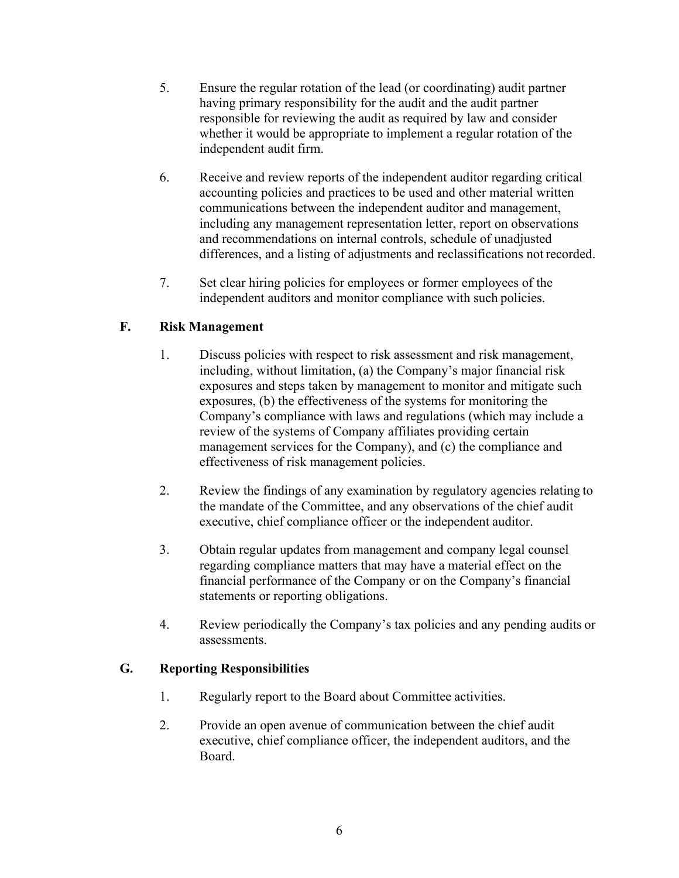5. Ensure the regular rotation of the lead (or coordinating) audit partner having primary responsibility for the audit and the audit partner responsible for reviewing the audit as required by law and consider whether it would be appropriate to implement a regular rotation of the independent audit firm.

6. Receive and review reports of the independent auditor regarding critical accounting policies and practices to be used and other material written communications between the independent auditor and management, including any management representation letter, report on observations and recommendations on internal controls, schedule of unadjusted differences, and a listing of adjustments and reclassifications not recorded.

7. Set clear hiring policies for employees or former employees of the independent auditors and monitor compliance with such policies.

### F. Risk Management

1. Discuss policies with respect to risk assessment and risk management, including, without limitation, (a) the Company's major financial risk exposures and steps taken by management to monitor and mitigate such exposures, (b) the effectiveness of the systems for monitoring the Company's compliance with laws and regulations (which may include a review of the systems of Company affiliates providing certain management services for the Company), and (c) the compliance and effectiveness of risk management policies.

2. Review the findings of any examination by regulatory agencies relating to the mandate of the Committee, and any observations of the chief audit executive, chief compliance officer or the independent auditor.

3. Obtain regular updates from management and company legal counsel regarding compliance matters that may have a material effect on the financial performance of the Company or on the Company's financial statements or reporting obligations.

4. Review periodically the Company's tax policies and any pending audits or assessments.

### G. Reporting Responsibilities

1. Regularly report to the Board about Committee activities.

2. Provide an open avenue of communication between the chief audit executive, chief compliance officer, the independent auditors, and the Board.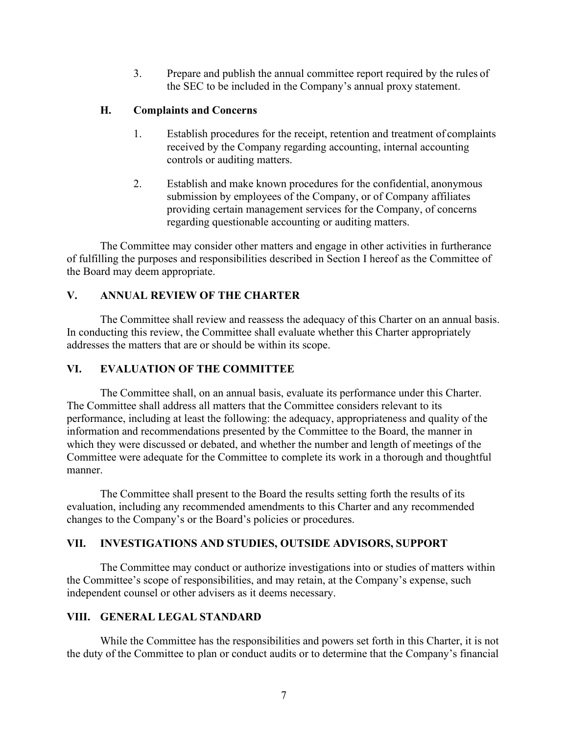3. Prepare and publish the annual committee report required by the rules of the SEC to be included in the Company's annual proxy statement.

### H. Complaints and Concerns

1. Establish procedures for the receipt, retention and treatment of complaints received by the Company regarding accounting, internal accounting controls or auditing matters.

2. Establish and make known procedures for the confidential, anonymous submission by employees of the Company, or of Company affiliates providing certain management services for the Company, of concerns regarding questionable accounting or auditing matters.

The Committee may consider other matters and engage in other activities in furtherance of fulfilling the purposes and responsibilities described in Section I hereof as the Committee of the Board may deem appropriate.

## V. ANNUAL REVIEW OF THE CHARTER

The Committee shall review and reassess the adequacy of this Charter on an annual basis. In conducting this review, the Committee shall evaluate whether this Charter appropriately addresses the matters that are or should be within its scope.

## VI. EVALUATION OF THE COMMITTEE

The Committee shall, on an annual basis, evaluate its performance under this Charter. The Committee shall address all matters that the Committee considers relevant to its performance, including at least the following: the adequacy, appropriateness and quality of the information and recommendations presented by the Committee to the Board, the manner in which they were discussed or debated, and whether the number and length of meetings of the Committee were adequate for the Committee to complete its work in a thorough and thoughtful manner.

The Committee shall present to the Board the results setting forth the results of its evaluation, including any recommended amendments to this Charter and any recommended changes to the Company's or the Board's policies or procedures.

## VII. INVESTIGATIONS AND STUDIES, OUTSIDE ADVISORS, SUPPORT

The Committee may conduct or authorize investigations into or studies of matters within the Committee's scope of responsibilities, and may retain, at the Company's expense, such independent counsel or other advisers as it deems necessary.

## VIII. GENERAL LEGAL STANDARD

While the Committee has the responsibilities and powers set forth in this Charter, it is not the duty of the Committee to plan or conduct audits or to determine that the Company's financial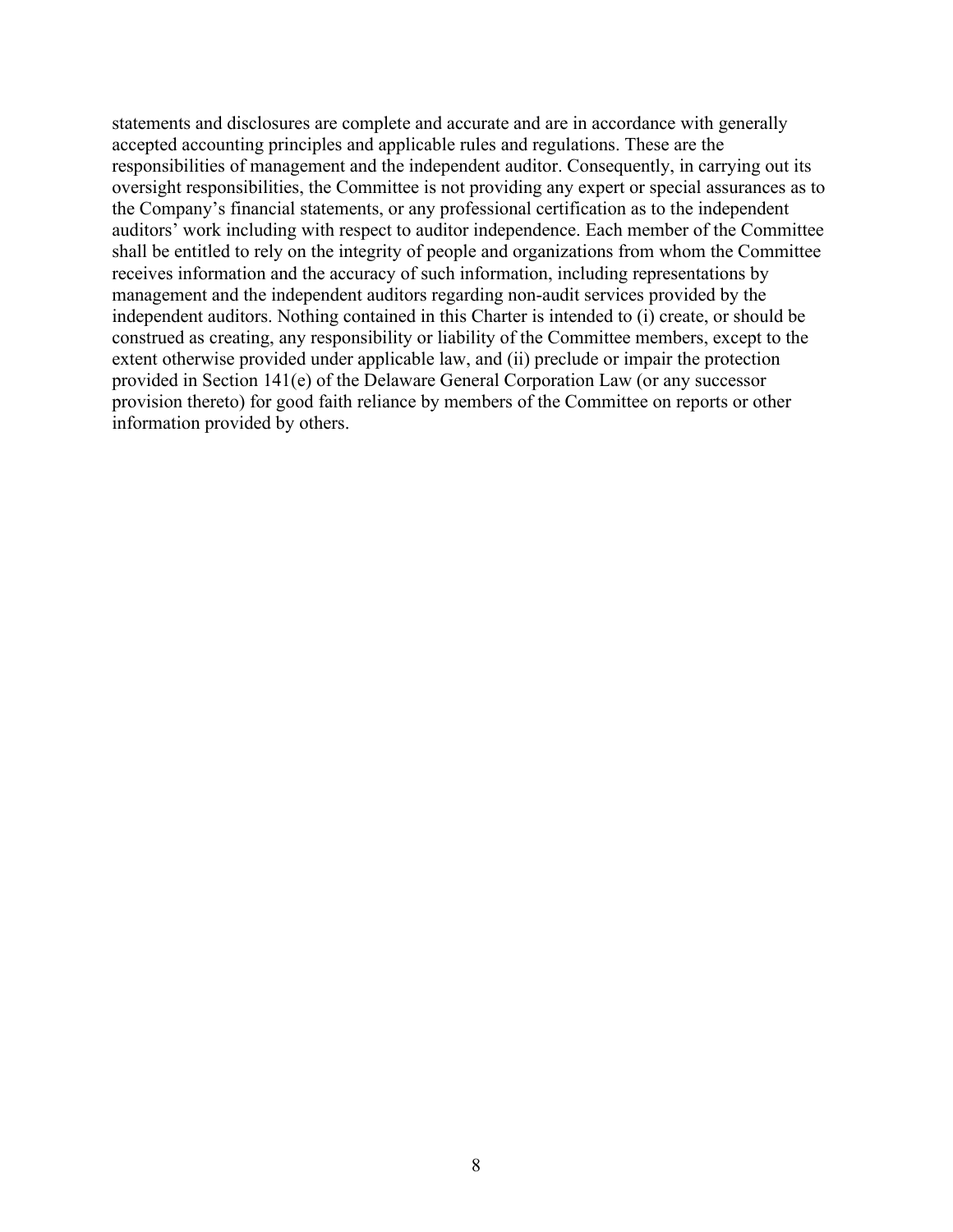statements and disclosures are complete and accurate and are in accordance with generally accepted accounting principles and applicable rules and regulations. These are the responsibilities of management and the independent auditor. Consequently, in carrying out its oversight responsibilities, the Committee is not providing any expert or special assurances as to the Company's financial statements, or any professional certification as to the independent auditors' work including with respect to auditor independence. Each member of the Committee shall be entitled to rely on the integrity of people and organizations from whom the Committee receives information and the accuracy of such information, including representations by management and the independent auditors regarding non-audit services provided by the independent auditors. Nothing contained in this Charter is intended to (i) create, or should be construed as creating, any responsibility or liability of the Committee members, except to the extent otherwise provided under applicable law, and (ii) preclude or impair the protection provided in Section 141(e) of the Delaware General Corporation Law (or any successor provision thereto) for good faith reliance by members of the Committee on reports or other information provided by others.